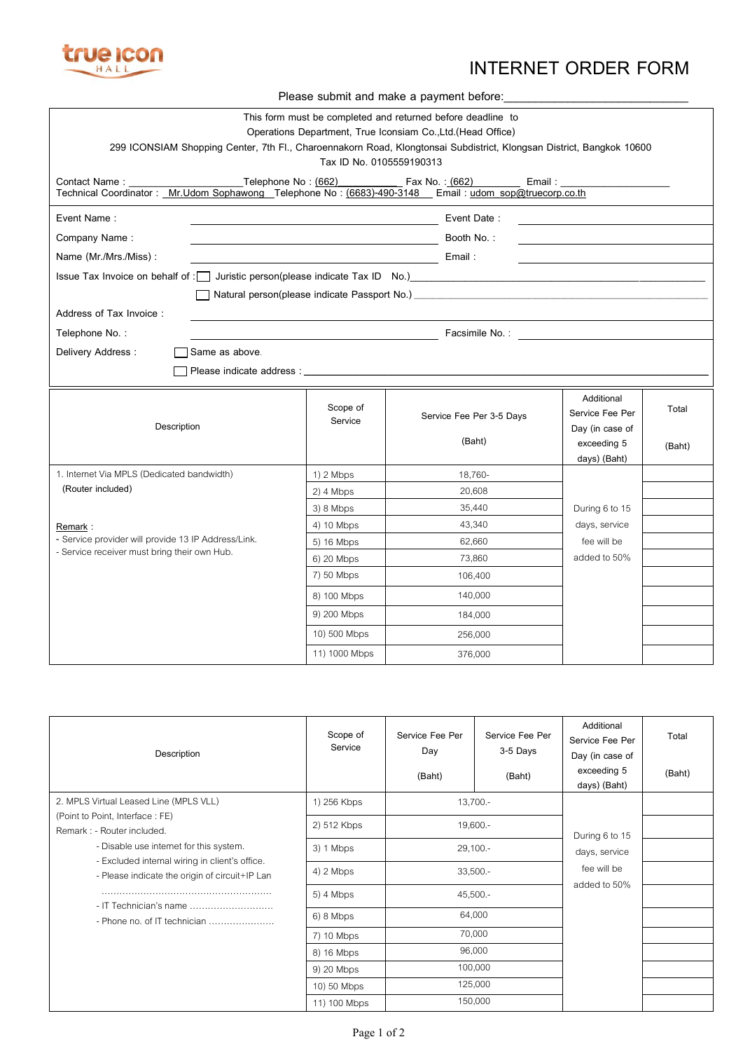true icon HALL

# INTERNET ORDER FORM

Please submit and make a payment before:_____________________________

This form must be completed and returned before deadline to
Operations Department, True Iconsiam Co.,Ltd.(Head Office)
299 ICONSIAM Shopping Center, 7th Fl., Charoennakorn Road, Klongtonsai Subdistrict, Klongsan District, Bangkok 10600
Tax ID No. 0105559190313

Contact Name : ____________________ Telephone No : (662)__________ Fax No. : (662)__________ Email : ____________________
Technical Coordinator : Mr.Udom Sophawong Telephone No : (6683)-490-3148 Email : udom_sop@truecorp.co.th

Event Name : ______________________________ Event Date : ______________________________

Company Name : ______________________________ Booth No. : ______________________________

Name (Mr./Mrs./Miss) : ______________________________ Email : ______________________________

Issue Tax Invoice on behalf of : ☐ Juristic person(please indicate Tax ID No.)______________________________

☐ Natural person(please indicate Passport No.) ______________________________

Address of Tax Invoice : ______________________________

Telephone No. : ______________________________ Facsimile No. : ______________________________

Delivery Address : ☐ Same as above.

☐ Please indicate address : ______________________________

| Description | Scope of Service | Service Fee Per 3-5 Days (Baht) | Additional Service Fee Per Day (in case of exceeding 5 days) (Baht) | Total (Baht) |
|---|---|---|---|---|
| 1. Internet Via MPLS (Dedicated bandwidth) (Router included) | 1) 2 Mbps | 18,760- | During 6 to 15 days, service fee will be added to 50% | |
| | 2) 4 Mbps | 20,608 | | |
| | 3) 8 Mbps | 35,440 | | |
| Remark : | 4) 10 Mbps | 43,340 | | |
| - Service provider will provide 13 IP Address/Link. | 5) 16 Mbps | 62,660 | | |
| - Service receiver must bring their own Hub. | 6) 20 Mbps | 73,860 | | |
| | 7) 50 Mbps | 106,400 | | |
| | 8) 100 Mbps | 140,000 | | |
| | 9) 200 Mbps | 184,000 | | |
| | 10) 500 Mbps | 256,000 | | |
| | 11) 1000 Mbps | 376,000 | | |

| Description | Scope of Service | Service Fee Per Day (Baht) | Service Fee Per 3-5 Days (Baht) | Additional Service Fee Per Day (in case of exceeding 5 days) (Baht) | Total (Baht) |
|---|---|---|---|---|---|
| 2. MPLS Virtual Leased Line (MPLS VLL) (Point to Point, Interface : FE) | 1) 256 Kbps | 13,700.- | | During 6 to 15 days, service fee will be added to 50% | |
| Remark : - Router included. | 2) 512 Kbps | 19,600.- | | | |
| - Disable use internet for this system. | 3) 1 Mbps | 29,100.- | | | |
| - Excluded internal wiring in client's office. | 4) 2 Mbps | 33,500.- | | | |
| - Please indicate the origin of circuit+IP Lan ........................................................ | 5) 4 Mbps | 45,500.- | | | |
| - IT Technician's name ............................ | 6) 8 Mbps | 64,000 | | | |
| - Phone no. of IT technician ..................... | 7) 10 Mbps | 70,000 | | | |
| | 8) 16 Mbps | 96,000 | | | |
| | 9) 20 Mbps | 100,000 | | | |
| | 10) 50 Mbps | 125,000 | | | |
| | 11) 100 Mbps | 150,000 | | | |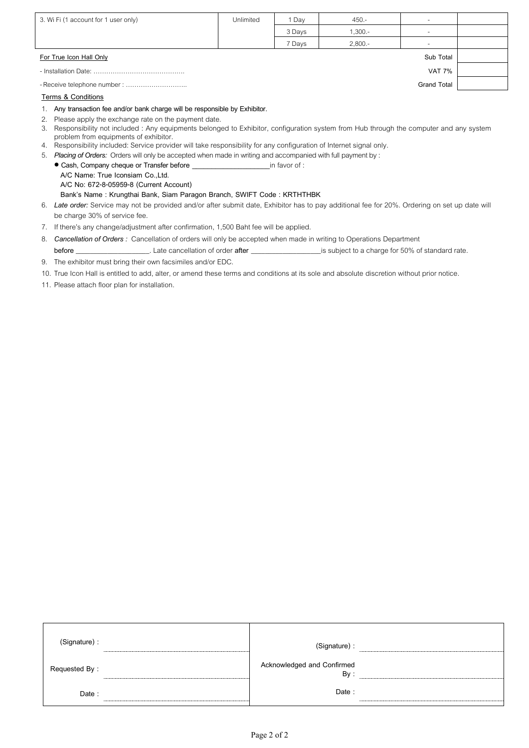| | | | | | |
|---|---|---|---|---|---|
| 3. Wi Fi (1 account for 1 user only) | Unlimited | 1 Day | 450.- | - | |
| | | 3 Days | 1,300.- | - | |
| | | 7 Days | 2,800.- | - | |
| For True Icon Hall Only | | | | Sub Total | |
| - Installation Date: ………………………………… | | | | VAT 7% | |
| - Receive telephone number : ………………………. | | | | Grand Total | |

**Terms & Conditions**

1. Any transaction fee and/or bank charge will be responsible by Exhibitor.
2. Please apply the exchange rate on the payment date.
3. Responsibility not included : Any equipments belonged to Exhibitor, configuration system from Hub through the computer and any system problem from equipments of exhibitor.
4. Responsibility included: Service provider will take responsibility for any configuration of Internet signal only.
5. *Placing of Orders:* Orders will only be accepted when made in writing and accompanied with full payment by :
   - Cash, Company cheque or Transfer before ____________________in favor of :

     A/C Name: True Iconsiam Co.,Ltd.

     A/C No: 672-8-05959-8 (Current Account)

     Bank's Name : Krungthai Bank, Siam Paragon Branch, SWIFT Code : KRTHTHBK
6. *Late order:* Service may not be provided and/or after submit date, Exhibitor has to pay additional fee for 20%. Ordering on set up date will be charge 30% of service fee.
7. If there's any change/adjustment after confirmation, 1,500 Baht fee will be applied.
8. *Cancellation of Orders :* Cancellation of orders will only be accepted when made in writing to Operations Department **before** ___________________. Late cancellation of order **after** __________________is subject to a charge for 50% of standard rate.
9. The exhibitor must bring their own facsimiles and/or EDC.
10. True Icon Hall is entitled to add, alter, or amend these terms and conditions at its sole and absolute discretion without prior notice.
11. Please attach floor plan for installation.

| | | | |
|---|---|---|---|
| (Signature) : | | (Signature) : | |
| Requested By : | | Acknowledged and Confirmed By : | |
| Date : | | Date : | |